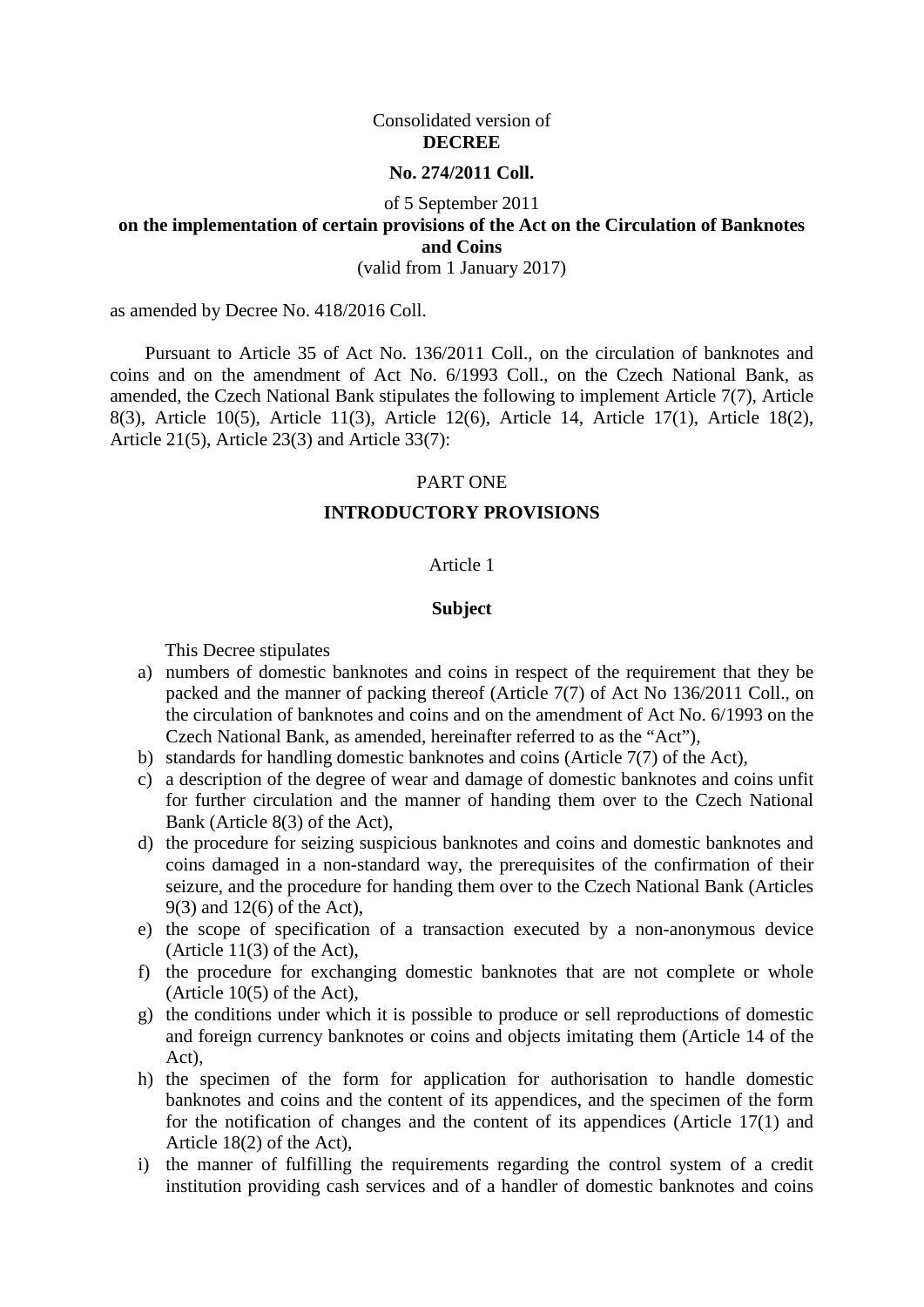Consolidated version of

# DECREE

## No. 274/2011 Coll.

of 5 September 2011

**on the implementation of certain provisions of the Act on the Circulation of Banknotes and Coins**

(valid from 1 January 2017)

as amended by Decree No. 418/2016 Coll.

Pursuant to Article 35 of Act No. 136/2011 Coll., on the circulation of banknotes and coins and on the amendment of Act No. 6/1993 Coll., on the Czech National Bank, as amended, the Czech National Bank stipulates the following to implement Article 7(7), Article 8(3), Article 10(5), Article 11(3), Article 12(6), Article 14, Article 17(1), Article 18(2), Article 21(5), Article 23(3) and Article 33(7):

PART ONE

**INTRODUCTORY PROVISIONS**

Article 1

**Subject**

This Decree stipulates

a) numbers of domestic banknotes and coins in respect of the requirement that they be packed and the manner of packing thereof (Article 7(7) of Act No 136/2011 Coll., on the circulation of banknotes and coins and on the amendment of Act No. 6/1993 on the Czech National Bank, as amended, hereinafter referred to as the "Act"),
b) standards for handling domestic banknotes and coins (Article 7(7) of the Act),
c) a description of the degree of wear and damage of domestic banknotes and coins unfit for further circulation and the manner of handing them over to the Czech National Bank (Article 8(3) of the Act),
d) the procedure for seizing suspicious banknotes and coins and domestic banknotes and coins damaged in a non-standard way, the prerequisites of the confirmation of their seizure, and the procedure for handing them over to the Czech National Bank (Articles 9(3) and 12(6) of the Act),
e) the scope of specification of a transaction executed by a non-anonymous device (Article 11(3) of the Act),
f) the procedure for exchanging domestic banknotes that are not complete or whole (Article 10(5) of the Act),
g) the conditions under which it is possible to produce or sell reproductions of domestic and foreign currency banknotes or coins and objects imitating them (Article 14 of the Act),
h) the specimen of the form for application for authorisation to handle domestic banknotes and coins and the content of its appendices, and the specimen of the form for the notification of changes and the content of its appendices (Article 17(1) and Article 18(2) of the Act),
i) the manner of fulfilling the requirements regarding the control system of a credit institution providing cash services and of a handler of domestic banknotes and coins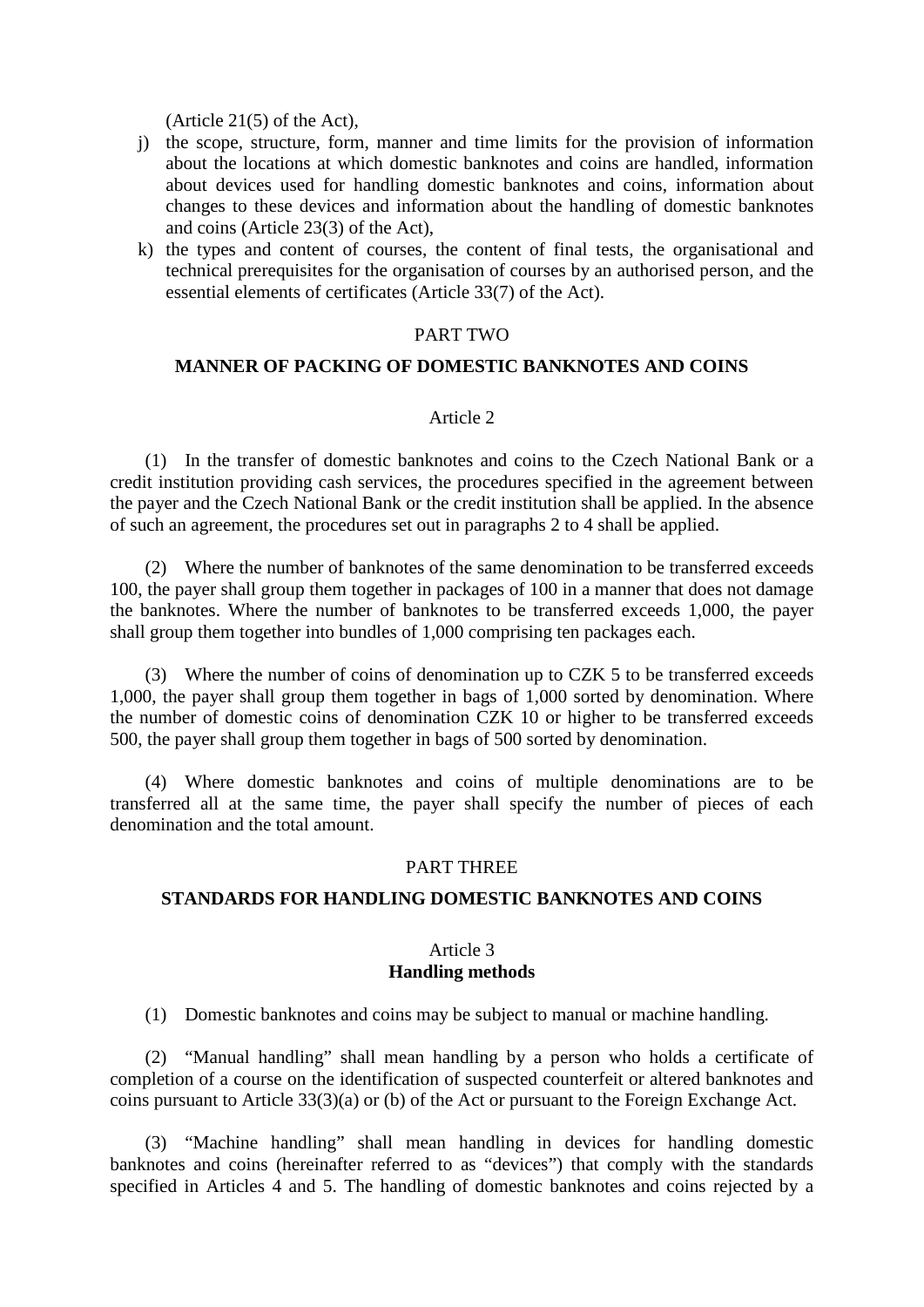(Article 21(5) of the Act),

j) the scope, structure, form, manner and time limits for the provision of information about the locations at which domestic banknotes and coins are handled, information about devices used for handling domestic banknotes and coins, information about changes to these devices and information about the handling of domestic banknotes and coins (Article 23(3) of the Act),
k) the types and content of courses, the content of final tests, the organisational and technical prerequisites for the organisation of courses by an authorised person, and the essential elements of certificates (Article 33(7) of the Act).

PART TWO

## MANNER OF PACKING OF DOMESTIC BANKNOTES AND COINS

Article 2

(1) In the transfer of domestic banknotes and coins to the Czech National Bank or a credit institution providing cash services, the procedures specified in the agreement between the payer and the Czech National Bank or the credit institution shall be applied. In the absence of such an agreement, the procedures set out in paragraphs 2 to 4 shall be applied.

(2) Where the number of banknotes of the same denomination to be transferred exceeds 100, the payer shall group them together in packages of 100 in a manner that does not damage the banknotes. Where the number of banknotes to be transferred exceeds 1,000, the payer shall group them together into bundles of 1,000 comprising ten packages each.

(3) Where the number of coins of denomination up to CZK 5 to be transferred exceeds 1,000, the payer shall group them together in bags of 1,000 sorted by denomination. Where the number of domestic coins of denomination CZK 10 or higher to be transferred exceeds 500, the payer shall group them together in bags of 500 sorted by denomination.

(4) Where domestic banknotes and coins of multiple denominations are to be transferred all at the same time, the payer shall specify the number of pieces of each denomination and the total amount.

PART THREE

## STANDARDS FOR HANDLING DOMESTIC BANKNOTES AND COINS

Article 3
**Handling methods**

(1) Domestic banknotes and coins may be subject to manual or machine handling.

(2) "Manual handling" shall mean handling by a person who holds a certificate of completion of a course on the identification of suspected counterfeit or altered banknotes and coins pursuant to Article 33(3)(a) or (b) of the Act or pursuant to the Foreign Exchange Act.

(3) "Machine handling" shall mean handling in devices for handling domestic banknotes and coins (hereinafter referred to as "devices") that comply with the standards specified in Articles 4 and 5. The handling of domestic banknotes and coins rejected by a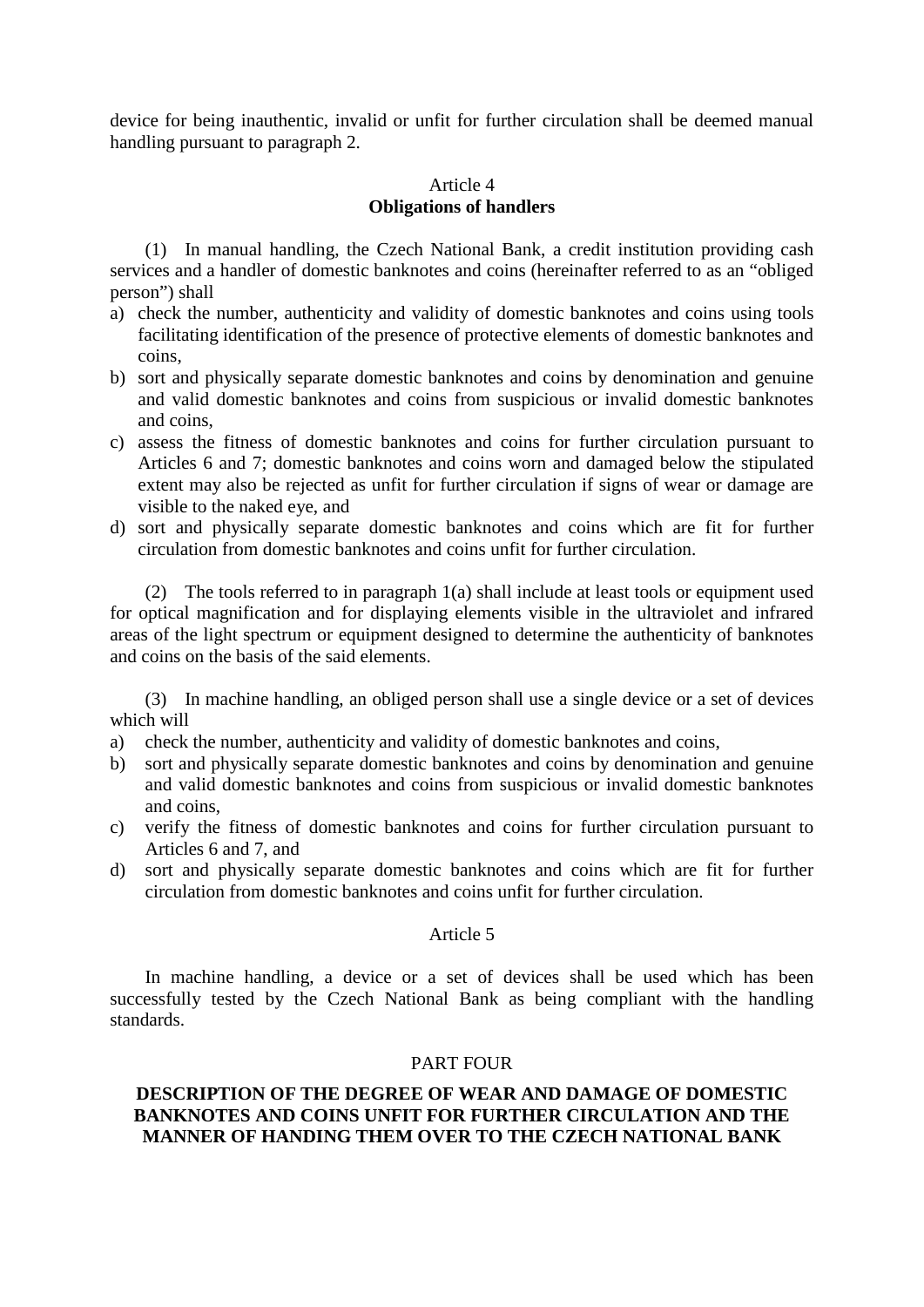device for being inauthentic, invalid or unfit for further circulation shall be deemed manual handling pursuant to paragraph 2.

Article 4
**Obligations of handlers**

(1) In manual handling, the Czech National Bank, a credit institution providing cash services and a handler of domestic banknotes and coins (hereinafter referred to as an "obliged person") shall

a) check the number, authenticity and validity of domestic banknotes and coins using tools facilitating identification of the presence of protective elements of domestic banknotes and coins,
b) sort and physically separate domestic banknotes and coins by denomination and genuine and valid domestic banknotes and coins from suspicious or invalid domestic banknotes and coins,
c) assess the fitness of domestic banknotes and coins for further circulation pursuant to Articles 6 and 7; domestic banknotes and coins worn and damaged below the stipulated extent may also be rejected as unfit for further circulation if signs of wear or damage are visible to the naked eye, and
d) sort and physically separate domestic banknotes and coins which are fit for further circulation from domestic banknotes and coins unfit for further circulation.

(2) The tools referred to in paragraph 1(a) shall include at least tools or equipment used for optical magnification and for displaying elements visible in the ultraviolet and infrared areas of the light spectrum or equipment designed to determine the authenticity of banknotes and coins on the basis of the said elements.

(3) In machine handling, an obliged person shall use a single device or a set of devices which will

a) check the number, authenticity and validity of domestic banknotes and coins,
b) sort and physically separate domestic banknotes and coins by denomination and genuine and valid domestic banknotes and coins from suspicious or invalid domestic banknotes and coins,
c) verify the fitness of domestic banknotes and coins for further circulation pursuant to Articles 6 and 7, and
d) sort and physically separate domestic banknotes and coins which are fit for further circulation from domestic banknotes and coins unfit for further circulation.

Article 5

In machine handling, a device or a set of devices shall be used which has been successfully tested by the Czech National Bank as being compliant with the handling standards.

PART FOUR

**DESCRIPTION OF THE DEGREE OF WEAR AND DAMAGE OF DOMESTIC BANKNOTES AND COINS UNFIT FOR FURTHER CIRCULATION AND THE MANNER OF HANDING THEM OVER TO THE CZECH NATIONAL BANK**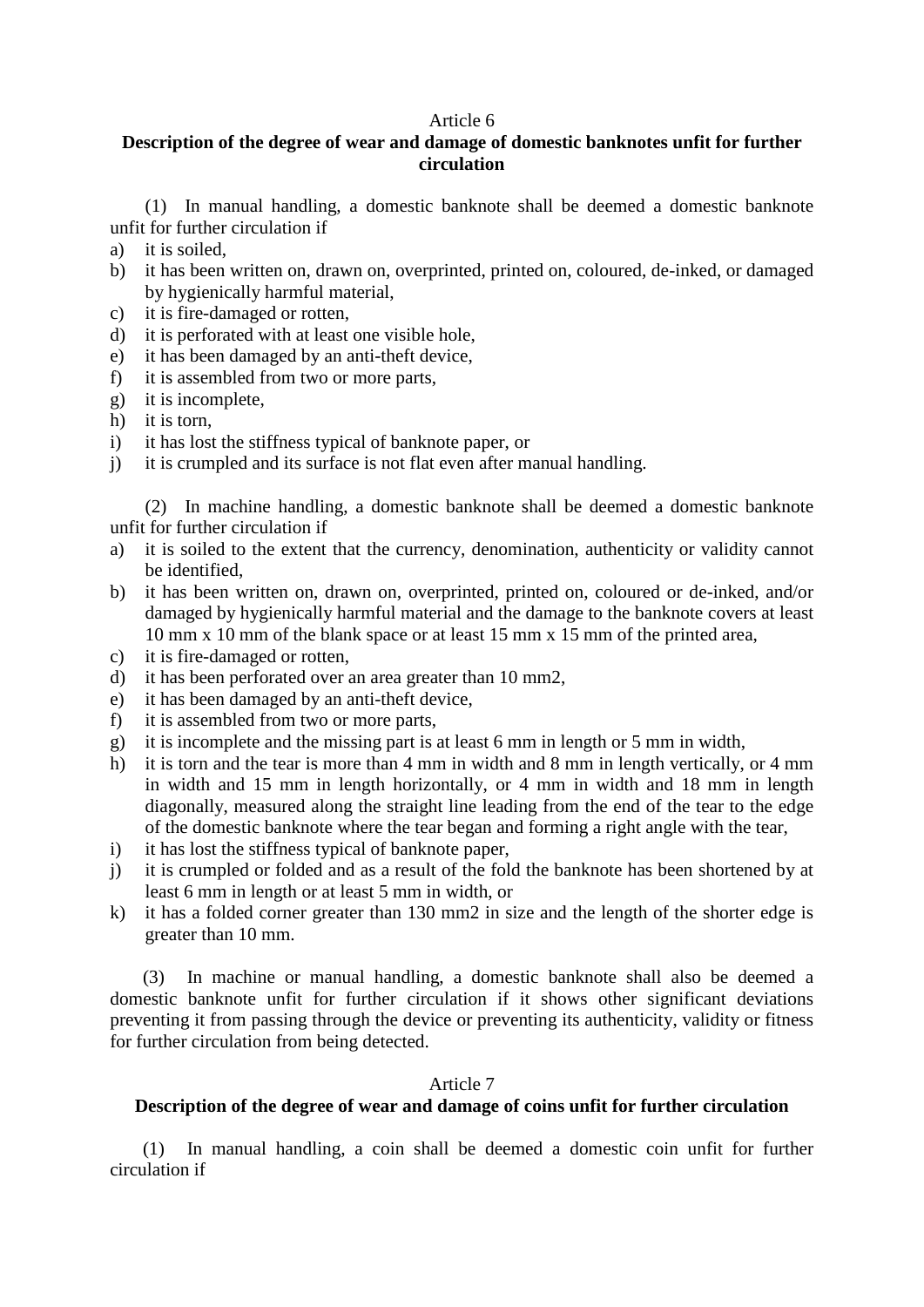## Article 6

### Description of the degree of wear and damage of domestic banknotes unfit for further circulation

(1) In manual handling, a domestic banknote shall be deemed a domestic banknote unfit for further circulation if

a) it is soiled,
b) it has been written on, drawn on, overprinted, printed on, coloured, de-inked, or damaged by hygienically harmful material,
c) it is fire-damaged or rotten,
d) it is perforated with at least one visible hole,
e) it has been damaged by an anti-theft device,
f) it is assembled from two or more parts,
g) it is incomplete,
h) it is torn,
i) it has lost the stiffness typical of banknote paper, or
j) it is crumpled and its surface is not flat even after manual handling.

(2) In machine handling, a domestic banknote shall be deemed a domestic banknote unfit for further circulation if

a) it is soiled to the extent that the currency, denomination, authenticity or validity cannot be identified,
b) it has been written on, drawn on, overprinted, printed on, coloured or de-inked, and/or damaged by hygienically harmful material and the damage to the banknote covers at least 10 mm x 10 mm of the blank space or at least 15 mm x 15 mm of the printed area,
c) it is fire-damaged or rotten,
d) it has been perforated over an area greater than 10 mm2,
e) it has been damaged by an anti-theft device,
f) it is assembled from two or more parts,
g) it is incomplete and the missing part is at least 6 mm in length or 5 mm in width,
h) it is torn and the tear is more than 4 mm in width and 8 mm in length vertically, or 4 mm in width and 15 mm in length horizontally, or 4 mm in width and 18 mm in length diagonally, measured along the straight line leading from the end of the tear to the edge of the domestic banknote where the tear began and forming a right angle with the tear,
i) it has lost the stiffness typical of banknote paper,
j) it is crumpled or folded and as a result of the fold the banknote has been shortened by at least 6 mm in length or at least 5 mm in width, or
k) it has a folded corner greater than 130 mm2 in size and the length of the shorter edge is greater than 10 mm.

(3) In machine or manual handling, a domestic banknote shall also be deemed a domestic banknote unfit for further circulation if it shows other significant deviations preventing it from passing through the device or preventing its authenticity, validity or fitness for further circulation from being detected.

## Article 7

### Description of the degree of wear and damage of coins unfit for further circulation

(1) In manual handling, a coin shall be deemed a domestic coin unfit for further circulation if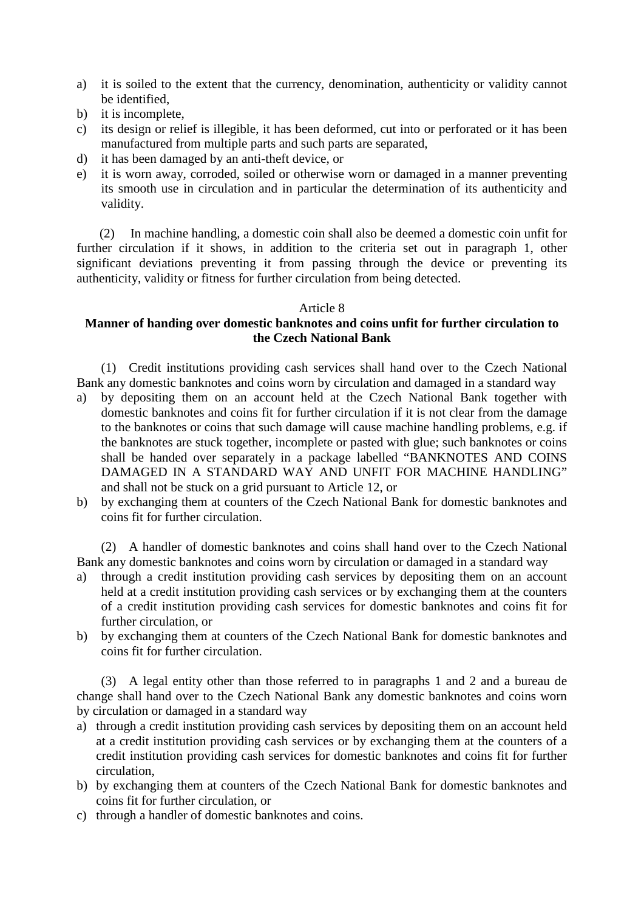a) it is soiled to the extent that the currency, denomination, authenticity or validity cannot be identified,
b) it is incomplete,
c) its design or relief is illegible, it has been deformed, cut into or perforated or it has been manufactured from multiple parts and such parts are separated,
d) it has been damaged by an anti-theft device, or
e) it is worn away, corroded, soiled or otherwise worn or damaged in a manner preventing its smooth use in circulation and in particular the determination of its authenticity and validity.

(2) In machine handling, a domestic coin shall also be deemed a domestic coin unfit for further circulation if it shows, in addition to the criteria set out in paragraph 1, other significant deviations preventing it from passing through the device or preventing its authenticity, validity or fitness for further circulation from being detected.

## Article 8

### Manner of handing over domestic banknotes and coins unfit for further circulation to the Czech National Bank

(1) Credit institutions providing cash services shall hand over to the Czech National Bank any domestic banknotes and coins worn by circulation and damaged in a standard way

a) by depositing them on an account held at the Czech National Bank together with domestic banknotes and coins fit for further circulation if it is not clear from the damage to the banknotes or coins that such damage will cause machine handling problems, e.g. if the banknotes are stuck together, incomplete or pasted with glue; such banknotes or coins shall be handed over separately in a package labelled "BANKNOTES AND COINS DAMAGED IN A STANDARD WAY AND UNFIT FOR MACHINE HANDLING" and shall not be stuck on a grid pursuant to Article 12, or
b) by exchanging them at counters of the Czech National Bank for domestic banknotes and coins fit for further circulation.

(2) A handler of domestic banknotes and coins shall hand over to the Czech National Bank any domestic banknotes and coins worn by circulation or damaged in a standard way

a) through a credit institution providing cash services by depositing them on an account held at a credit institution providing cash services or by exchanging them at the counters of a credit institution providing cash services for domestic banknotes and coins fit for further circulation, or
b) by exchanging them at counters of the Czech National Bank for domestic banknotes and coins fit for further circulation.

(3) A legal entity other than those referred to in paragraphs 1 and 2 and a bureau de change shall hand over to the Czech National Bank any domestic banknotes and coins worn by circulation or damaged in a standard way

a) through a credit institution providing cash services by depositing them on an account held at a credit institution providing cash services or by exchanging them at the counters of a credit institution providing cash services for domestic banknotes and coins fit for further circulation,
b) by exchanging them at counters of the Czech National Bank for domestic banknotes and coins fit for further circulation, or
c) through a handler of domestic banknotes and coins.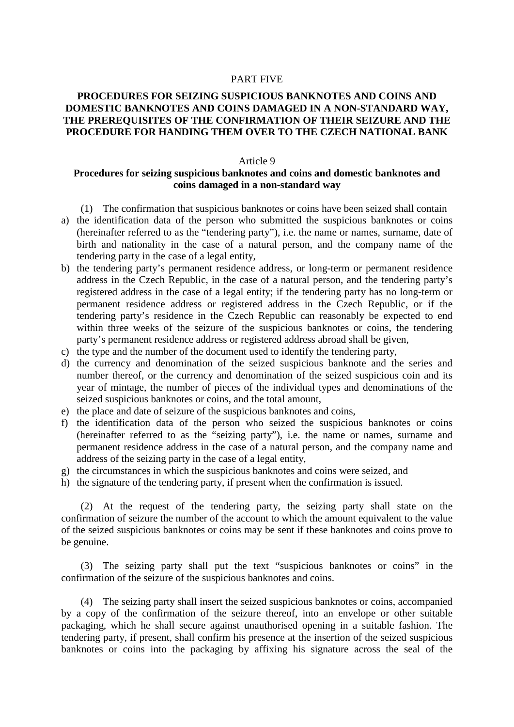PART FIVE

## PROCEDURES FOR SEIZING SUSPICIOUS BANKNOTES AND COINS AND DOMESTIC BANKNOTES AND COINS DAMAGED IN A NON-STANDARD WAY, THE PREREQUISITES OF THE CONFIRMATION OF THEIR SEIZURE AND THE PROCEDURE FOR HANDING THEM OVER TO THE CZECH NATIONAL BANK

Article 9

### Procedures for seizing suspicious banknotes and coins and domestic banknotes and coins damaged in a non-standard way

(1) The confirmation that suspicious banknotes or coins have been seized shall contain

a) the identification data of the person who submitted the suspicious banknotes or coins (hereinafter referred to as the "tendering party"), i.e. the name or names, surname, date of birth and nationality in the case of a natural person, and the company name of the tendering party in the case of a legal entity,
b) the tendering party's permanent residence address, or long-term or permanent residence address in the Czech Republic, in the case of a natural person, and the tendering party's registered address in the case of a legal entity; if the tendering party has no long-term or permanent residence address or registered address in the Czech Republic, or if the tendering party's residence in the Czech Republic can reasonably be expected to end within three weeks of the seizure of the suspicious banknotes or coins, the tendering party's permanent residence address or registered address abroad shall be given,
c) the type and the number of the document used to identify the tendering party,
d) the currency and denomination of the seized suspicious banknote and the series and number thereof, or the currency and denomination of the seized suspicious coin and its year of mintage, the number of pieces of the individual types and denominations of the seized suspicious banknotes or coins, and the total amount,
e) the place and date of seizure of the suspicious banknotes and coins,
f) the identification data of the person who seized the suspicious banknotes or coins (hereinafter referred to as the "seizing party"), i.e. the name or names, surname and permanent residence address in the case of a natural person, and the company name and address of the seizing party in the case of a legal entity,
g) the circumstances in which the suspicious banknotes and coins were seized, and
h) the signature of the tendering party, if present when the confirmation is issued.

(2) At the request of the tendering party, the seizing party shall state on the confirmation of seizure the number of the account to which the amount equivalent to the value of the seized suspicious banknotes or coins may be sent if these banknotes and coins prove to be genuine.

(3) The seizing party shall put the text "suspicious banknotes or coins" in the confirmation of the seizure of the suspicious banknotes and coins.

(4) The seizing party shall insert the seized suspicious banknotes or coins, accompanied by a copy of the confirmation of the seizure thereof, into an envelope or other suitable packaging, which he shall secure against unauthorised opening in a suitable fashion. The tendering party, if present, shall confirm his presence at the insertion of the seized suspicious banknotes or coins into the packaging by affixing his signature across the seal of the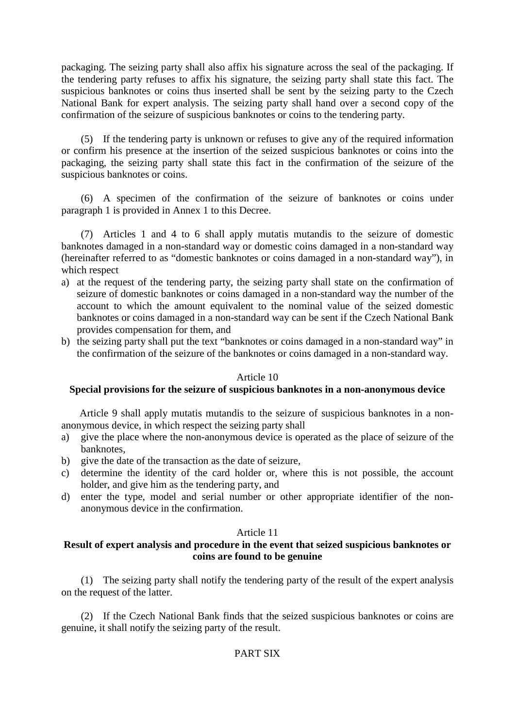packaging. The seizing party shall also affix his signature across the seal of the packaging. If the tendering party refuses to affix his signature, the seizing party shall state this fact. The suspicious banknotes or coins thus inserted shall be sent by the seizing party to the Czech National Bank for expert analysis. The seizing party shall hand over a second copy of the confirmation of the seizure of suspicious banknotes or coins to the tendering party.

(5) If the tendering party is unknown or refuses to give any of the required information or confirm his presence at the insertion of the seized suspicious banknotes or coins into the packaging, the seizing party shall state this fact in the confirmation of the seizure of the suspicious banknotes or coins.

(6) A specimen of the confirmation of the seizure of banknotes or coins under paragraph 1 is provided in Annex 1 to this Decree.

(7) Articles 1 and 4 to 6 shall apply mutatis mutandis to the seizure of domestic banknotes damaged in a non-standard way or domestic coins damaged in a non-standard way (hereinafter referred to as "domestic banknotes or coins damaged in a non-standard way"), in which respect

a) at the request of the tendering party, the seizing party shall state on the confirmation of seizure of domestic banknotes or coins damaged in a non-standard way the number of the account to which the amount equivalent to the nominal value of the seized domestic banknotes or coins damaged in a non-standard way can be sent if the Czech National Bank provides compensation for them, and
b) the seizing party shall put the text "banknotes or coins damaged in a non-standard way" in the confirmation of the seizure of the banknotes or coins damaged in a non-standard way.

### Article 10
### Special provisions for the seizure of suspicious banknotes in a non-anonymous device

Article 9 shall apply mutatis mutandis to the seizure of suspicious banknotes in a non-anonymous device, in which respect the seizing party shall

a) give the place where the non-anonymous device is operated as the place of seizure of the banknotes,
b) give the date of the transaction as the date of seizure,
c) determine the identity of the card holder or, where this is not possible, the account holder, and give him as the tendering party, and
d) enter the type, model and serial number or other appropriate identifier of the non-anonymous device in the confirmation.

### Article 11
### Result of expert analysis and procedure in the event that seized suspicious banknotes or coins are found to be genuine

(1) The seizing party shall notify the tendering party of the result of the expert analysis on the request of the latter.

(2) If the Czech National Bank finds that the seized suspicious banknotes or coins are genuine, it shall notify the seizing party of the result.

## PART SIX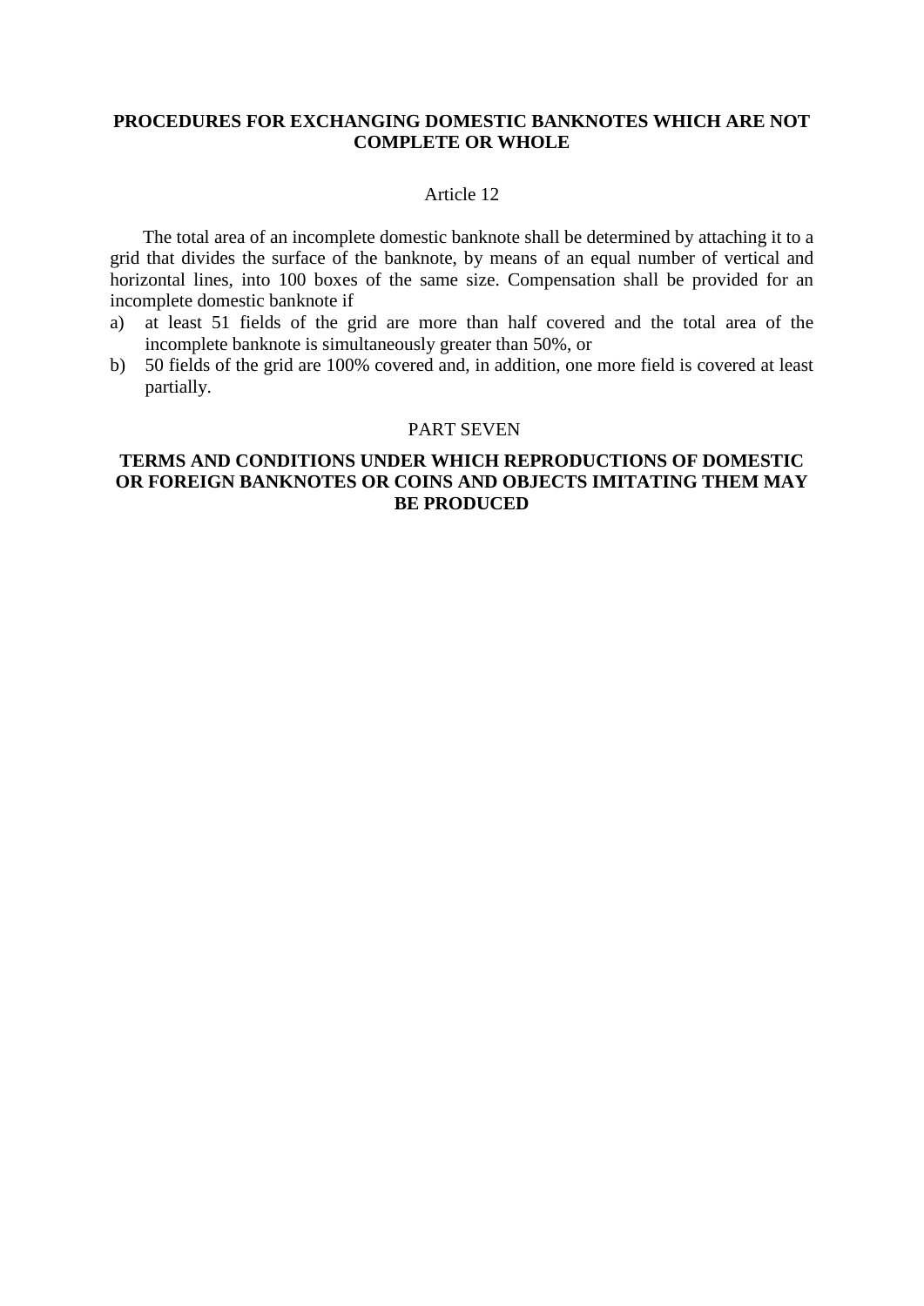## PROCEDURES FOR EXCHANGING DOMESTIC BANKNOTES WHICH ARE NOT COMPLETE OR WHOLE

### Article 12

The total area of an incomplete domestic banknote shall be determined by attaching it to a grid that divides the surface of the banknote, by means of an equal number of vertical and horizontal lines, into 100 boxes of the same size. Compensation shall be provided for an incomplete domestic banknote if

a) at least 51 fields of the grid are more than half covered and the total area of the incomplete banknote is simultaneously greater than 50%, or
b) 50 fields of the grid are 100% covered and, in addition, one more field is covered at least partially.

## PART SEVEN

## TERMS AND CONDITIONS UNDER WHICH REPRODUCTIONS OF DOMESTIC OR FOREIGN BANKNOTES OR COINS AND OBJECTS IMITATING THEM MAY BE PRODUCED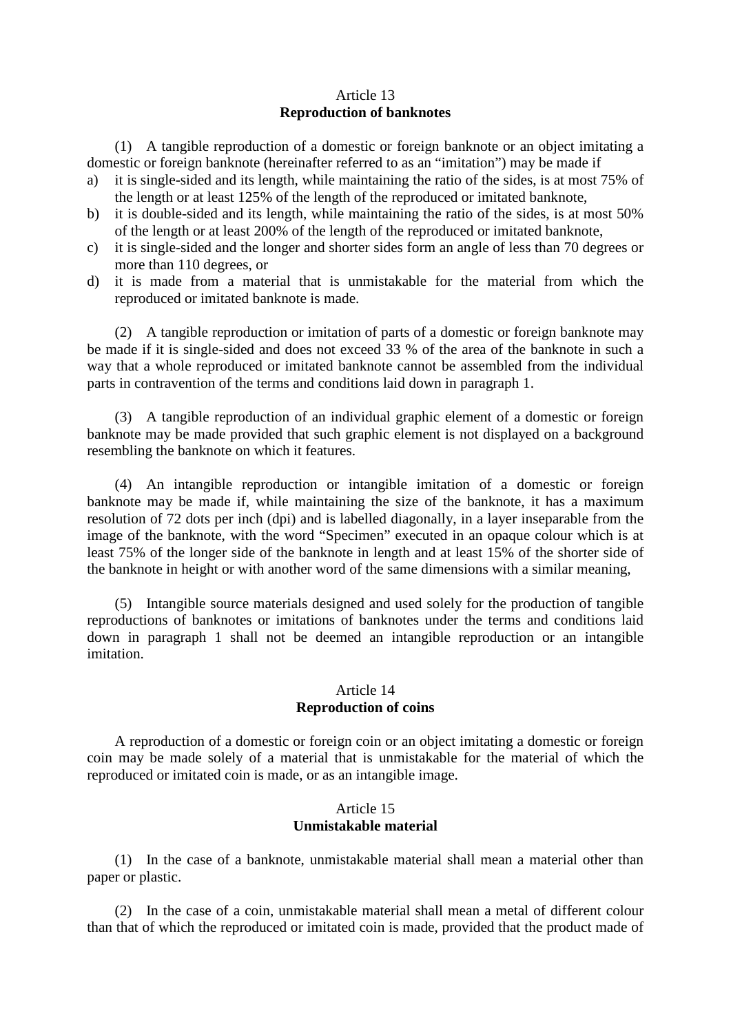## Article 13
**Reproduction of banknotes**

(1) A tangible reproduction of a domestic or foreign banknote or an object imitating a domestic or foreign banknote (hereinafter referred to as an “imitation”) may be made if

a) it is single-sided and its length, while maintaining the ratio of the sides, is at most 75% of the length or at least 125% of the length of the reproduced or imitated banknote,
b) it is double-sided and its length, while maintaining the ratio of the sides, is at most 50% of the length or at least 200% of the length of the reproduced or imitated banknote,
c) it is single-sided and the longer and shorter sides form an angle of less than 70 degrees or more than 110 degrees, or
d) it is made from a material that is unmistakable for the material from which the reproduced or imitated banknote is made.

(2) A tangible reproduction or imitation of parts of a domestic or foreign banknote may be made if it is single-sided and does not exceed 33 % of the area of the banknote in such a way that a whole reproduced or imitated banknote cannot be assembled from the individual parts in contravention of the terms and conditions laid down in paragraph 1.

(3) A tangible reproduction of an individual graphic element of a domestic or foreign banknote may be made provided that such graphic element is not displayed on a background resembling the banknote on which it features.

(4) An intangible reproduction or intangible imitation of a domestic or foreign banknote may be made if, while maintaining the size of the banknote, it has a maximum resolution of 72 dots per inch (dpi) and is labelled diagonally, in a layer inseparable from the image of the banknote, with the word “Specimen” executed in an opaque colour which is at least 75% of the longer side of the banknote in length and at least 15% of the shorter side of the banknote in height or with another word of the same dimensions with a similar meaning,

(5) Intangible source materials designed and used solely for the production of tangible reproductions of banknotes or imitations of banknotes under the terms and conditions laid down in paragraph 1 shall not be deemed an intangible reproduction or an intangible imitation.

## Article 14
**Reproduction of coins**

A reproduction of a domestic or foreign coin or an object imitating a domestic or foreign coin may be made solely of a material that is unmistakable for the material of which the reproduced or imitated coin is made, or as an intangible image.

## Article 15
**Unmistakable material**

(1) In the case of a banknote, unmistakable material shall mean a material other than paper or plastic.

(2) In the case of a coin, unmistakable material shall mean a metal of different colour than that of which the reproduced or imitated coin is made, provided that the product made of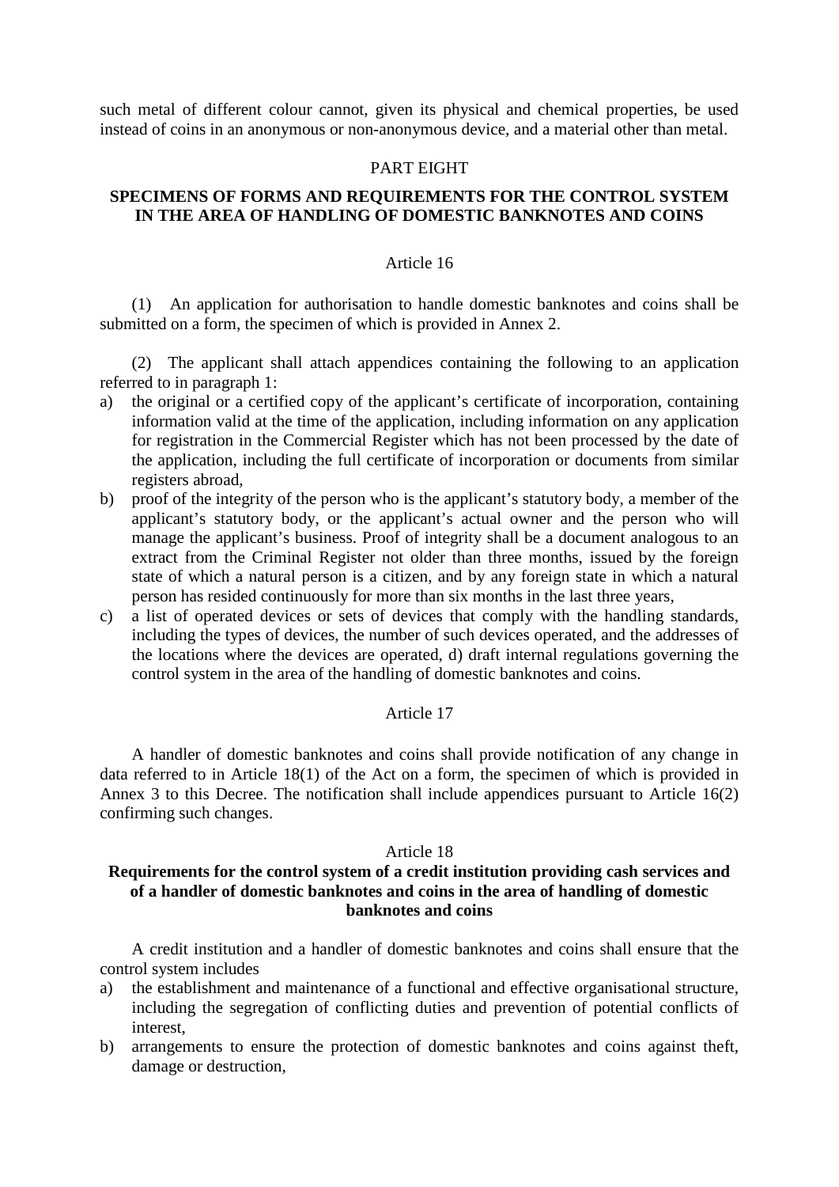such metal of different colour cannot, given its physical and chemical properties, be used instead of coins in an anonymous or non-anonymous device, and a material other than metal.

PART EIGHT

**SPECIMENS OF FORMS AND REQUIREMENTS FOR THE CONTROL SYSTEM IN THE AREA OF HANDLING OF DOMESTIC BANKNOTES AND COINS**

Article 16

(1) An application for authorisation to handle domestic banknotes and coins shall be submitted on a form, the specimen of which is provided in Annex 2.

(2) The applicant shall attach appendices containing the following to an application referred to in paragraph 1:

a) the original or a certified copy of the applicant's certificate of incorporation, containing information valid at the time of the application, including information on any application for registration in the Commercial Register which has not been processed by the date of the application, including the full certificate of incorporation or documents from similar registers abroad,
b) proof of the integrity of the person who is the applicant's statutory body, a member of the applicant's statutory body, or the applicant's actual owner and the person who will manage the applicant's business. Proof of integrity shall be a document analogous to an extract from the Criminal Register not older than three months, issued by the foreign state of which a natural person is a citizen, and by any foreign state in which a natural person has resided continuously for more than six months in the last three years,
c) a list of operated devices or sets of devices that comply with the handling standards, including the types of devices, the number of such devices operated, and the addresses of the locations where the devices are operated, d) draft internal regulations governing the control system in the area of the handling of domestic banknotes and coins.

Article 17

A handler of domestic banknotes and coins shall provide notification of any change in data referred to in Article 18(1) of the Act on a form, the specimen of which is provided in Annex 3 to this Decree. The notification shall include appendices pursuant to Article 16(2) confirming such changes.

Article 18

**Requirements for the control system of a credit institution providing cash services and of a handler of domestic banknotes and coins in the area of handling of domestic banknotes and coins**

A credit institution and a handler of domestic banknotes and coins shall ensure that the control system includes

a) the establishment and maintenance of a functional and effective organisational structure, including the segregation of conflicting duties and prevention of potential conflicts of interest,
b) arrangements to ensure the protection of domestic banknotes and coins against theft, damage or destruction,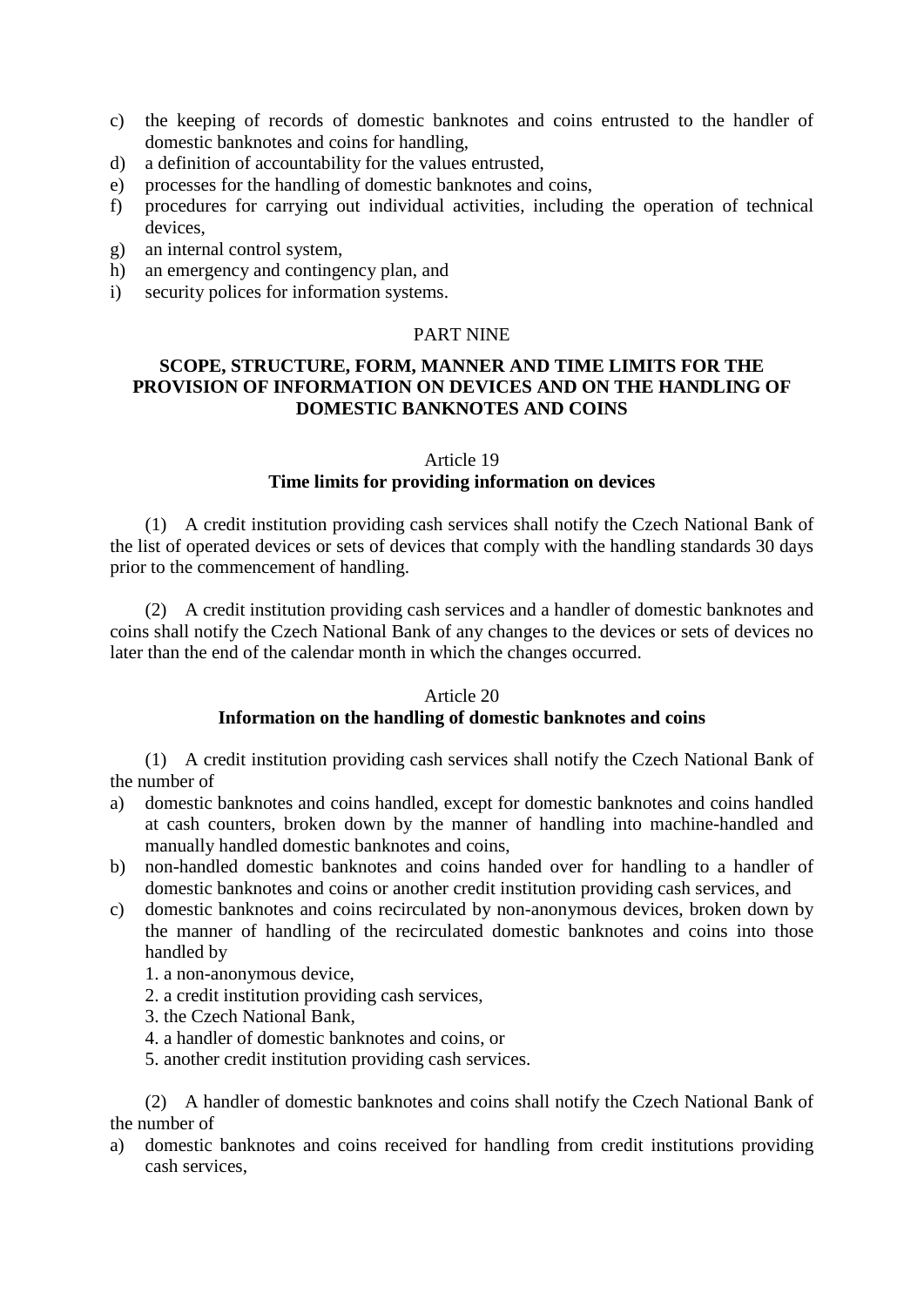c) the keeping of records of domestic banknotes and coins entrusted to the handler of domestic banknotes and coins for handling,
d) a definition of accountability for the values entrusted,
e) processes for the handling of domestic banknotes and coins,
f) procedures for carrying out individual activities, including the operation of technical devices,
g) an internal control system,
h) an emergency and contingency plan, and
i) security polices for information systems.

PART NINE

## SCOPE, STRUCTURE, FORM, MANNER AND TIME LIMITS FOR THE PROVISION OF INFORMATION ON DEVICES AND ON THE HANDLING OF DOMESTIC BANKNOTES AND COINS

Article 19

### Time limits for providing information on devices

(1) A credit institution providing cash services shall notify the Czech National Bank of the list of operated devices or sets of devices that comply with the handling standards 30 days prior to the commencement of handling.

(2) A credit institution providing cash services and a handler of domestic banknotes and coins shall notify the Czech National Bank of any changes to the devices or sets of devices no later than the end of the calendar month in which the changes occurred.

Article 20

### Information on the handling of domestic banknotes and coins

(1) A credit institution providing cash services shall notify the Czech National Bank of the number of

a) domestic banknotes and coins handled, except for domestic banknotes and coins handled at cash counters, broken down by the manner of handling into machine-handled and manually handled domestic banknotes and coins,
b) non-handled domestic banknotes and coins handed over for handling to a handler of domestic banknotes and coins or another credit institution providing cash services, and
c) domestic banknotes and coins recirculated by non-anonymous devices, broken down by the manner of handling of the recirculated domestic banknotes and coins into those handled by
   1. a non-anonymous device,
   2. a credit institution providing cash services,
   3. the Czech National Bank,
   4. a handler of domestic banknotes and coins, or
   5. another credit institution providing cash services.

(2) A handler of domestic banknotes and coins shall notify the Czech National Bank of the number of

a) domestic banknotes and coins received for handling from credit institutions providing cash services,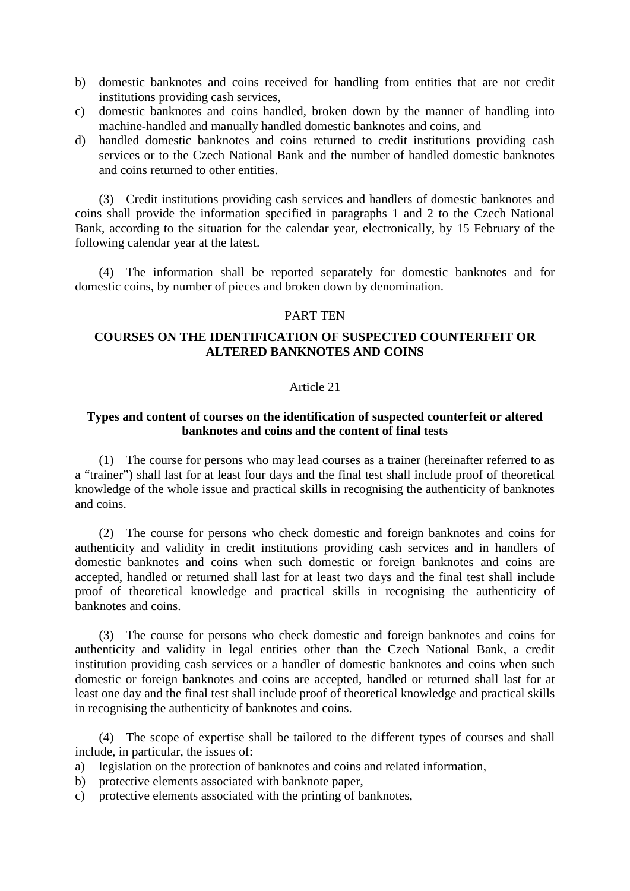b) domestic banknotes and coins received for handling from entities that are not credit institutions providing cash services,
c) domestic banknotes and coins handled, broken down by the manner of handling into machine-handled and manually handled domestic banknotes and coins, and
d) handled domestic banknotes and coins returned to credit institutions providing cash services or to the Czech National Bank and the number of handled domestic banknotes and coins returned to other entities.

(3) Credit institutions providing cash services and handlers of domestic banknotes and coins shall provide the information specified in paragraphs 1 and 2 to the Czech National Bank, according to the situation for the calendar year, electronically, by 15 February of the following calendar year at the latest.

(4) The information shall be reported separately for domestic banknotes and for domestic coins, by number of pieces and broken down by denomination.

## PART TEN

## COURSES ON THE IDENTIFICATION OF SUSPECTED COUNTERFEIT OR ALTERED BANKNOTES AND COINS

### Article 21

### Types and content of courses on the identification of suspected counterfeit or altered banknotes and coins and the content of final tests

(1) The course for persons who may lead courses as a trainer (hereinafter referred to as a "trainer") shall last for at least four days and the final test shall include proof of theoretical knowledge of the whole issue and practical skills in recognising the authenticity of banknotes and coins.

(2) The course for persons who check domestic and foreign banknotes and coins for authenticity and validity in credit institutions providing cash services and in handlers of domestic banknotes and coins when such domestic or foreign banknotes and coins are accepted, handled or returned shall last for at least two days and the final test shall include proof of theoretical knowledge and practical skills in recognising the authenticity of banknotes and coins.

(3) The course for persons who check domestic and foreign banknotes and coins for authenticity and validity in legal entities other than the Czech National Bank, a credit institution providing cash services or a handler of domestic banknotes and coins when such domestic or foreign banknotes and coins are accepted, handled or returned shall last for at least one day and the final test shall include proof of theoretical knowledge and practical skills in recognising the authenticity of banknotes and coins.

(4) The scope of expertise shall be tailored to the different types of courses and shall include, in particular, the issues of:
a) legislation on the protection of banknotes and coins and related information,
b) protective elements associated with banknote paper,
c) protective elements associated with the printing of banknotes,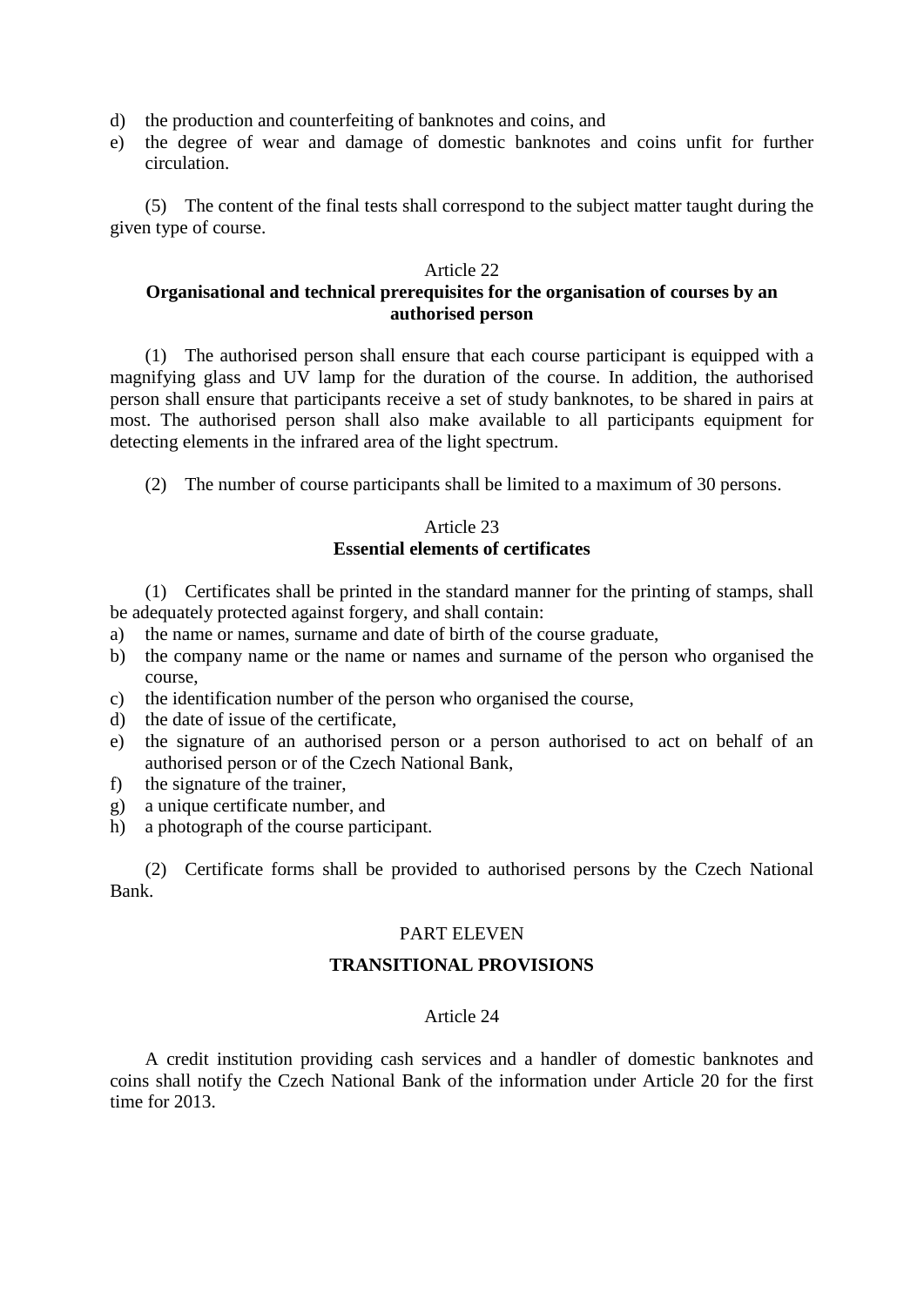d) the production and counterfeiting of banknotes and coins, and
e) the degree of wear and damage of domestic banknotes and coins unfit for further circulation.

(5) The content of the final tests shall correspond to the subject matter taught during the given type of course.

### Article 22
### Organisational and technical prerequisites for the organisation of courses by an authorised person

(1) The authorised person shall ensure that each course participant is equipped with a magnifying glass and UV lamp for the duration of the course. In addition, the authorised person shall ensure that participants receive a set of study banknotes, to be shared in pairs at most. The authorised person shall also make available to all participants equipment for detecting elements in the infrared area of the light spectrum.

(2) The number of course participants shall be limited to a maximum of 30 persons.

### Article 23
### Essential elements of certificates

(1) Certificates shall be printed in the standard manner for the printing of stamps, shall be adequately protected against forgery, and shall contain:
a) the name or names, surname and date of birth of the course graduate,
b) the company name or the name or names and surname of the person who organised the course,
c) the identification number of the person who organised the course,
d) the date of issue of the certificate,
e) the signature of an authorised person or a person authorised to act on behalf of an authorised person or of the Czech National Bank,
f) the signature of the trainer,
g) a unique certificate number, and
h) a photograph of the course participant.

(2) Certificate forms shall be provided to authorised persons by the Czech National Bank.

## PART ELEVEN

## TRANSITIONAL PROVISIONS

### Article 24

A credit institution providing cash services and a handler of domestic banknotes and coins shall notify the Czech National Bank of the information under Article 20 for the first time for 2013.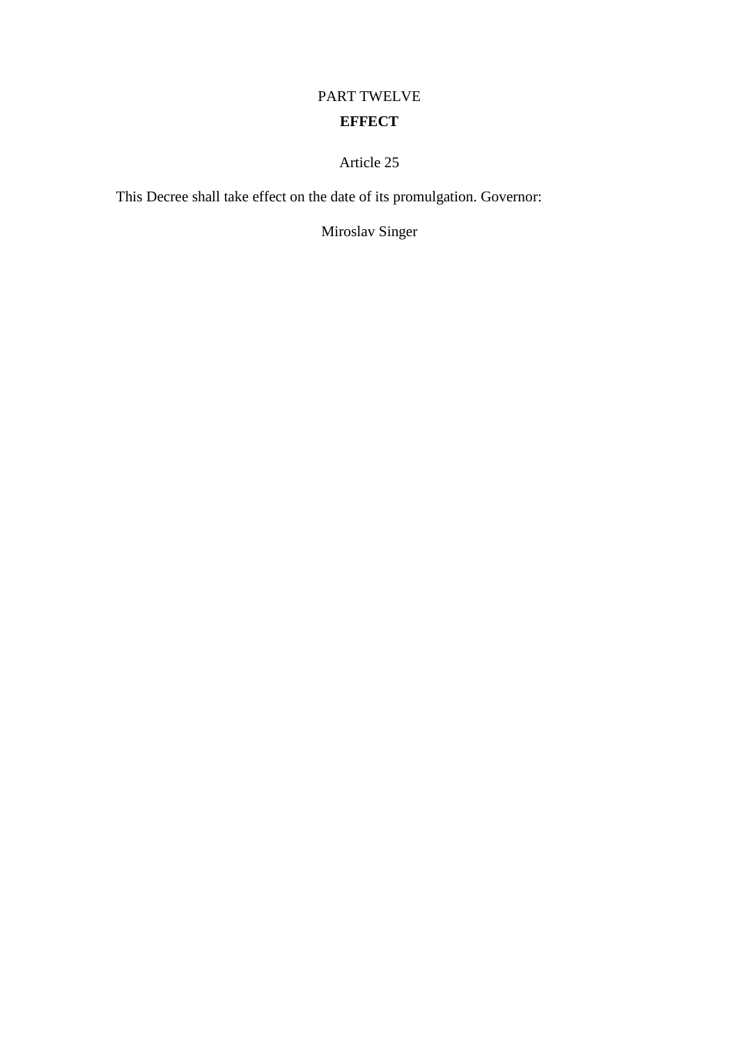PART TWELVE

**EFFECT**

Article 25

This Decree shall take effect on the date of its promulgation. Governor:

Miroslav Singer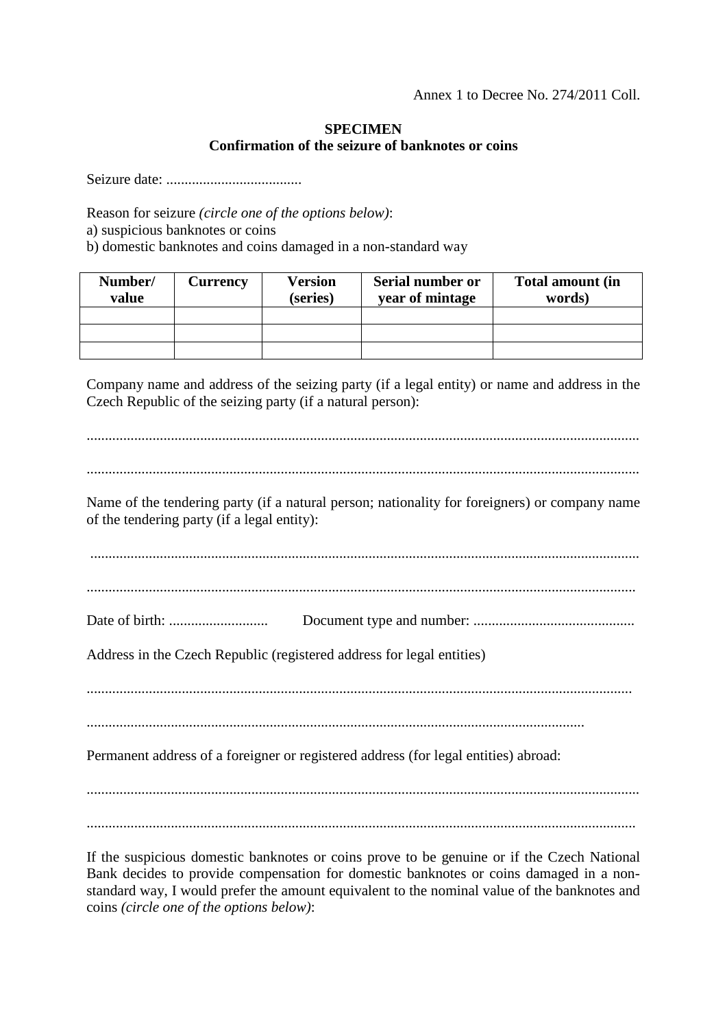Annex 1 to Decree No. 274/2011 Coll.

**SPECIMEN**
**Confirmation of the seizure of banknotes or coins**

Seizure date: .....................................

Reason for seizure *(circle one of the options below)*:
a) suspicious banknotes or coins
b) domestic banknotes and coins damaged in a non-standard way

| Number/ value | Currency | Version (series) | Serial number or year of mintage | Total amount (in words) |
|---|---|---|---|---|
| | | | | |
| | | | | |
| | | | | |

Company name and address of the seizing party (if a legal entity) or name and address in the Czech Republic of the seizing party (if a natural person):

.....................................................................................................................................................

.....................................................................................................................................................

Name of the tendering party (if a natural person; nationality for foreigners) or company name of the tendering party (if a legal entity):

.....................................................................................................................................................

.....................................................................................................................................................

Date of birth: ........................... Document type and number: ............................................

Address in the Czech Republic (registered address for legal entities)

.....................................................................................................................................................

.....................................................................................................................................

Permanent address of a foreigner or registered address (for legal entities) abroad:

.....................................................................................................................................................

.....................................................................................................................................................

If the suspicious domestic banknotes or coins prove to be genuine or if the Czech National Bank decides to provide compensation for domestic banknotes or coins damaged in a non-standard way, I would prefer the amount equivalent to the nominal value of the banknotes and coins *(circle one of the options below)*: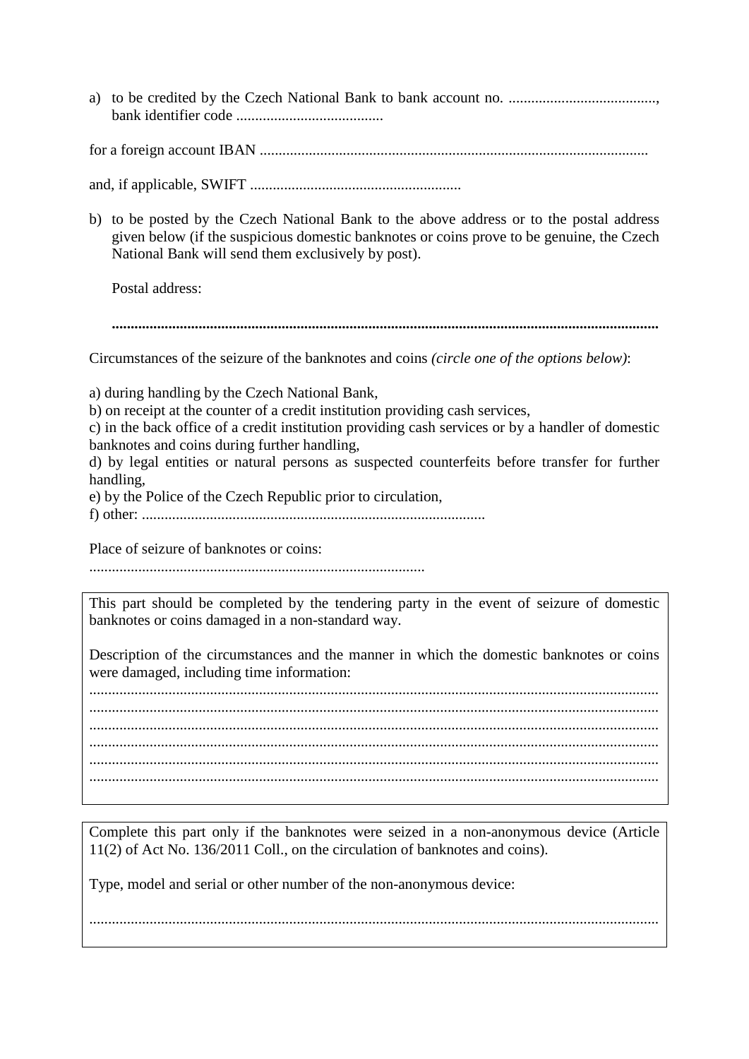a) to be credited by the Czech National Bank to bank account no. ......................................., bank identifier code .......................................

for a foreign account IBAN .....................................................................................................

and, if applicable, SWIFT ........................................................

b) to be posted by the Czech National Bank to the above address or to the postal address given below (if the suspicious domestic banknotes or coins prove to be genuine, the Czech National Bank will send them exclusively by post).

Postal address:

**...............................................................................................................................................**

Circumstances of the seizure of the banknotes and coins *(circle one of the options below)*:

a) during handling by the Czech National Bank,
b) on receipt at the counter of a credit institution providing cash services,
c) in the back office of a credit institution providing cash services or by a handler of domestic banknotes and coins during further handling,
d) by legal entities or natural persons as suspected counterfeits before transfer for further handling,
e) by the Police of the Czech Republic prior to circulation,
f) other: ..........................................................................................

Place of seizure of banknotes or coins:
........................................................................................

This part should be completed by the tendering party in the event of seizure of domestic banknotes or coins damaged in a non-standard way.

Description of the circumstances and the manner in which the domestic banknotes or coins were damaged, including time information:
....................................................................................................................................................
....................................................................................................................................................
....................................................................................................................................................
....................................................................................................................................................
....................................................................................................................................................
....................................................................................................................................................

Complete this part only if the banknotes were seized in a non-anonymous device (Article 11(2) of Act No. 136/2011 Coll., on the circulation of banknotes and coins).

Type, model and serial or other number of the non-anonymous device:

....................................................................................................................................................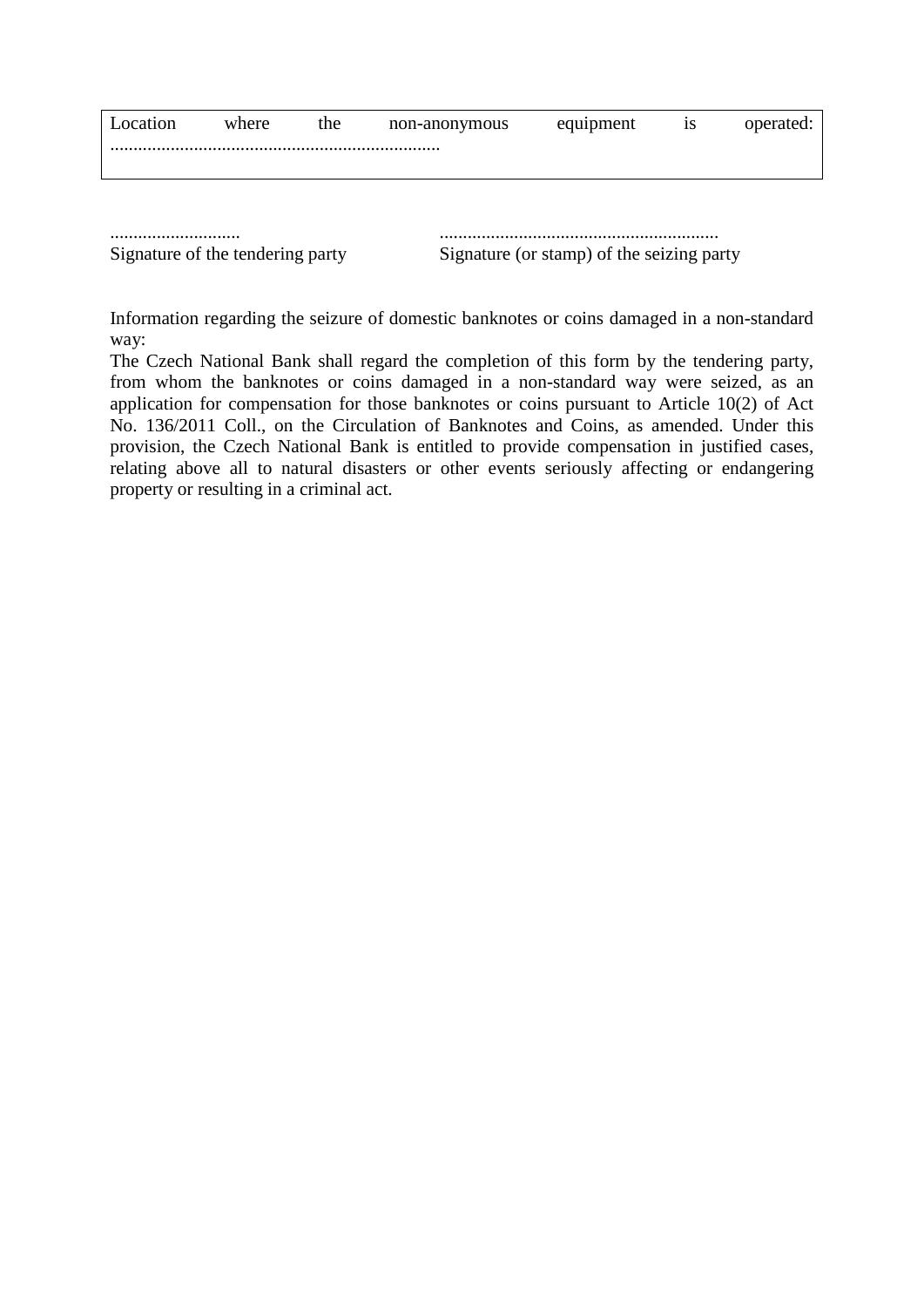| Location where the non-anonymous equipment is operated: ...................................................................... |
|---|

............................ Signature of the tendering party

............................................................ Signature (or stamp) of the seizing party

Information regarding the seizure of domestic banknotes or coins damaged in a non-standard way:
The Czech National Bank shall regard the completion of this form by the tendering party, from whom the banknotes or coins damaged in a non-standard way were seized, as an application for compensation for those banknotes or coins pursuant to Article 10(2) of Act No. 136/2011 Coll., on the Circulation of Banknotes and Coins, as amended. Under this provision, the Czech National Bank is entitled to provide compensation in justified cases, relating above all to natural disasters or other events seriously affecting or endangering property or resulting in a criminal act.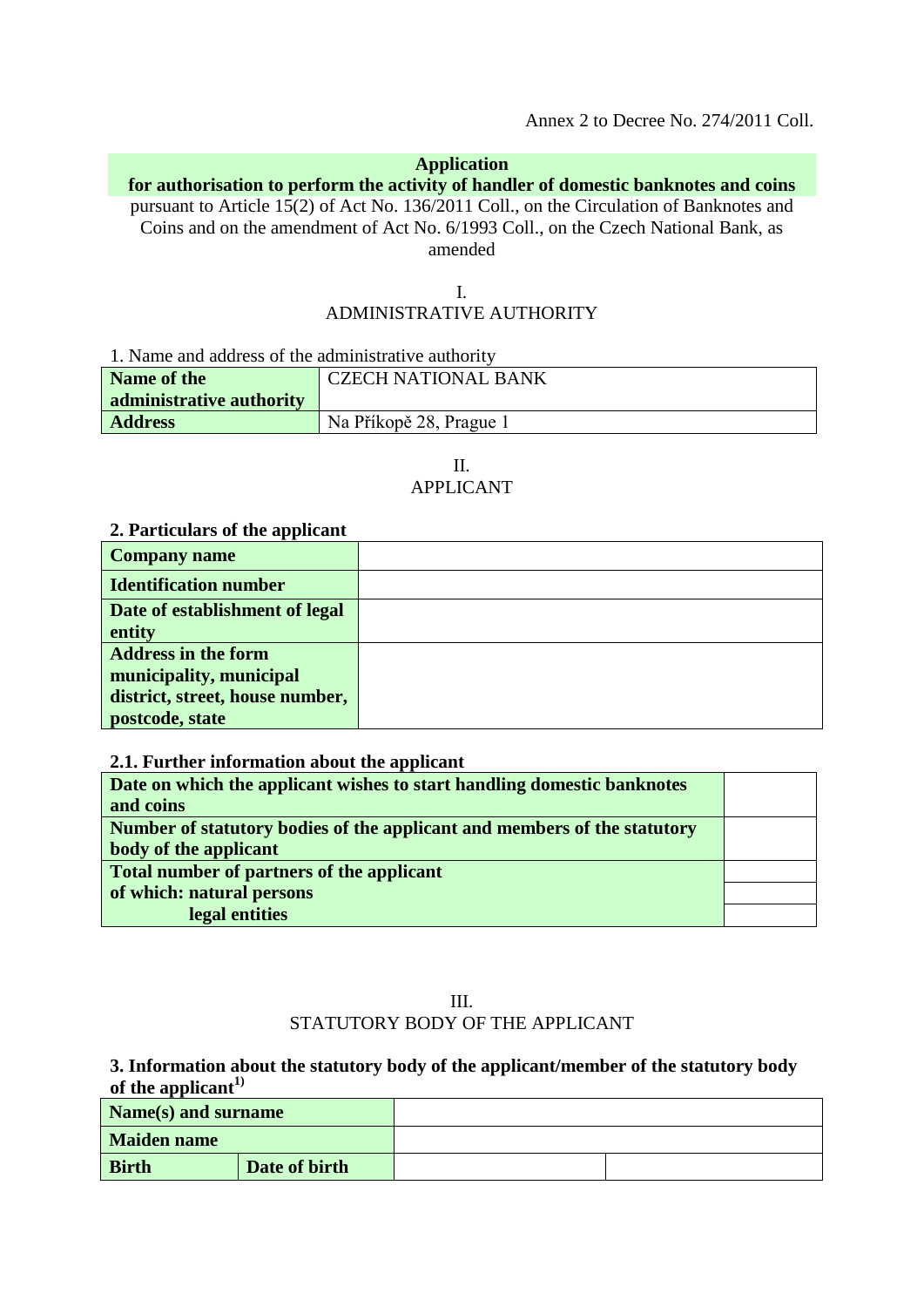Annex 2 to Decree No. 274/2011 Coll.

**Application**
**for authorisation to perform the activity of handler of domestic banknotes and coins**
pursuant to Article 15(2) of Act No. 136/2011 Coll., on the Circulation of Banknotes and Coins and on the amendment of Act No. 6/1993 Coll., on the Czech National Bank, as amended

I.
ADMINISTRATIVE AUTHORITY

1. Name and address of the administrative authority

| **Name of the administrative authority** | CZECH NATIONAL BANK |
|---|---|
| **Address** | Na Příkopě 28, Prague 1 |

II.
APPLICANT

**2. Particulars of the applicant**

| **Company name** | |
|---|---|
| **Identification number** | |
| **Date of establishment of legal entity** | |
| **Address in the form municipality, municipal district, street, house number, postcode, state** | |

**2.1. Further information about the applicant**

| **Date on which the applicant wishes to start handling domestic banknotes and coins** | |
|---|---|
| **Number of statutory bodies of the applicant and members of the statutory body of the applicant** | |
| **Total number of partners of the applicant** | |
| **of which: natural persons** | |
| **legal entities** | |

III.
STATUTORY BODY OF THE APPLICANT

**3. Information about the statutory body of the applicant/member of the statutory body of the applicant[1)]**

| **Name(s) and surname** | | | |
|---|---|---|---|
| **Maiden name** | | | |
| **Birth** | **Date of birth** | | |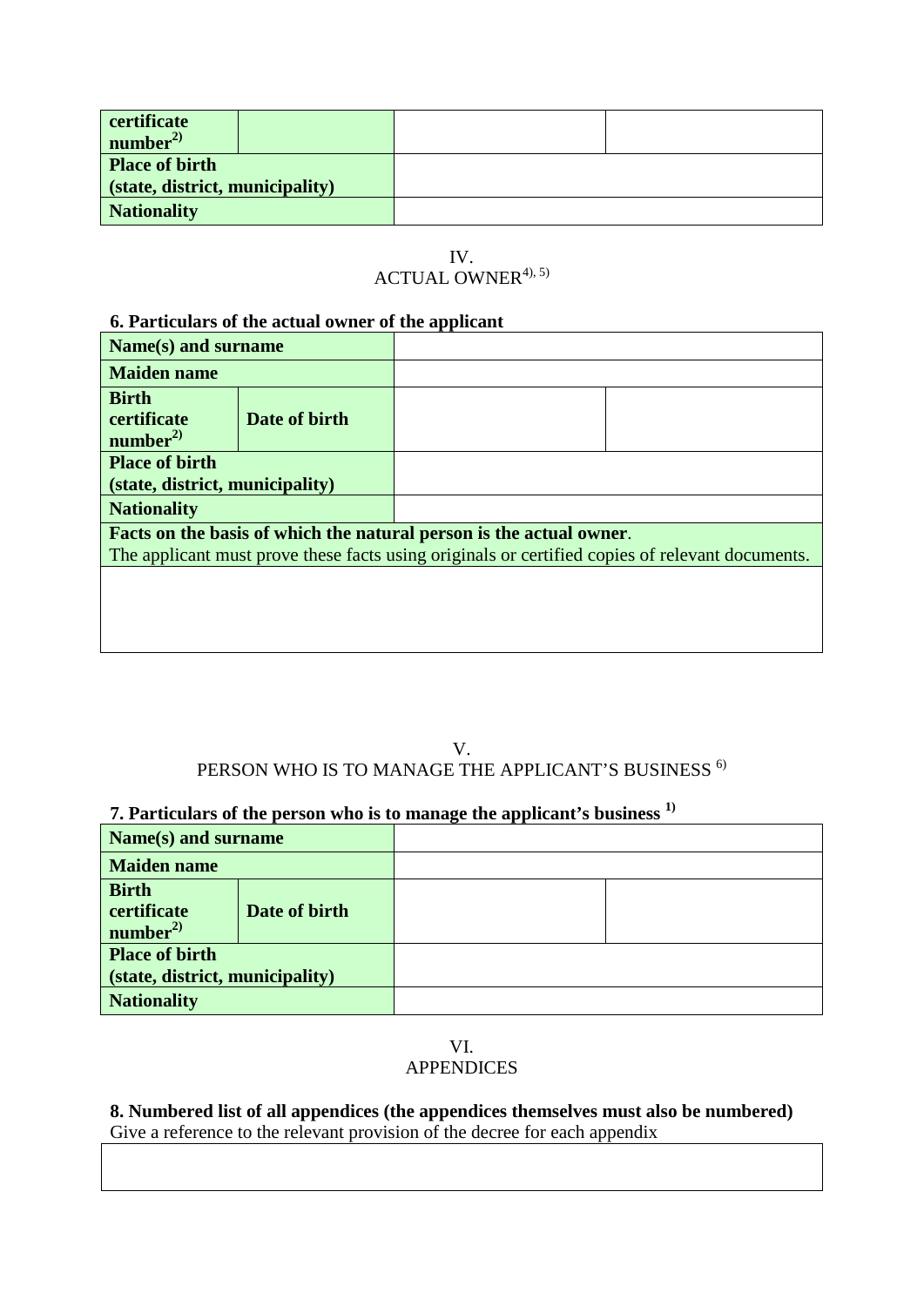| | | | |
|---|---|---|---|
| certificate number[2] | | | |
| Place of birth (state, district, municipality) | | | |
| Nationality | | | |

IV.
ACTUAL OWNER[4), 5)]

**6. Particulars of the actual owner of the applicant**

| | | | |
|---|---|---|---|
| **Name(s) and surname** | | | |
| **Maiden name** | | | |
| **Birth certificate number**[2] | **Date of birth** | | |
| **Place of birth (state, district, municipality)** | | | |
| **Nationality** | | | |
| **Facts on the basis of which the natural person is the actual owner**. The applicant must prove these facts using originals or certified copies of relevant documents. | | | |
| | | | |

V.
PERSON WHO IS TO MANAGE THE APPLICANT'S BUSINESS [6)]

**7. Particulars of the person who is to manage the applicant's business** [1)]

| | | | |
|---|---|---|---|
| **Name(s) and surname** | | | |
| **Maiden name** | | | |
| **Birth certificate number**[2] | **Date of birth** | | |
| **Place of birth (state, district, municipality)** | | | |
| **Nationality** | | | |

VI.
APPENDICES

**8. Numbered list of all appendices (the appendices themselves must also be numbered)**
Give a reference to the relevant provision of the decree for each appendix

| |
|---|
| |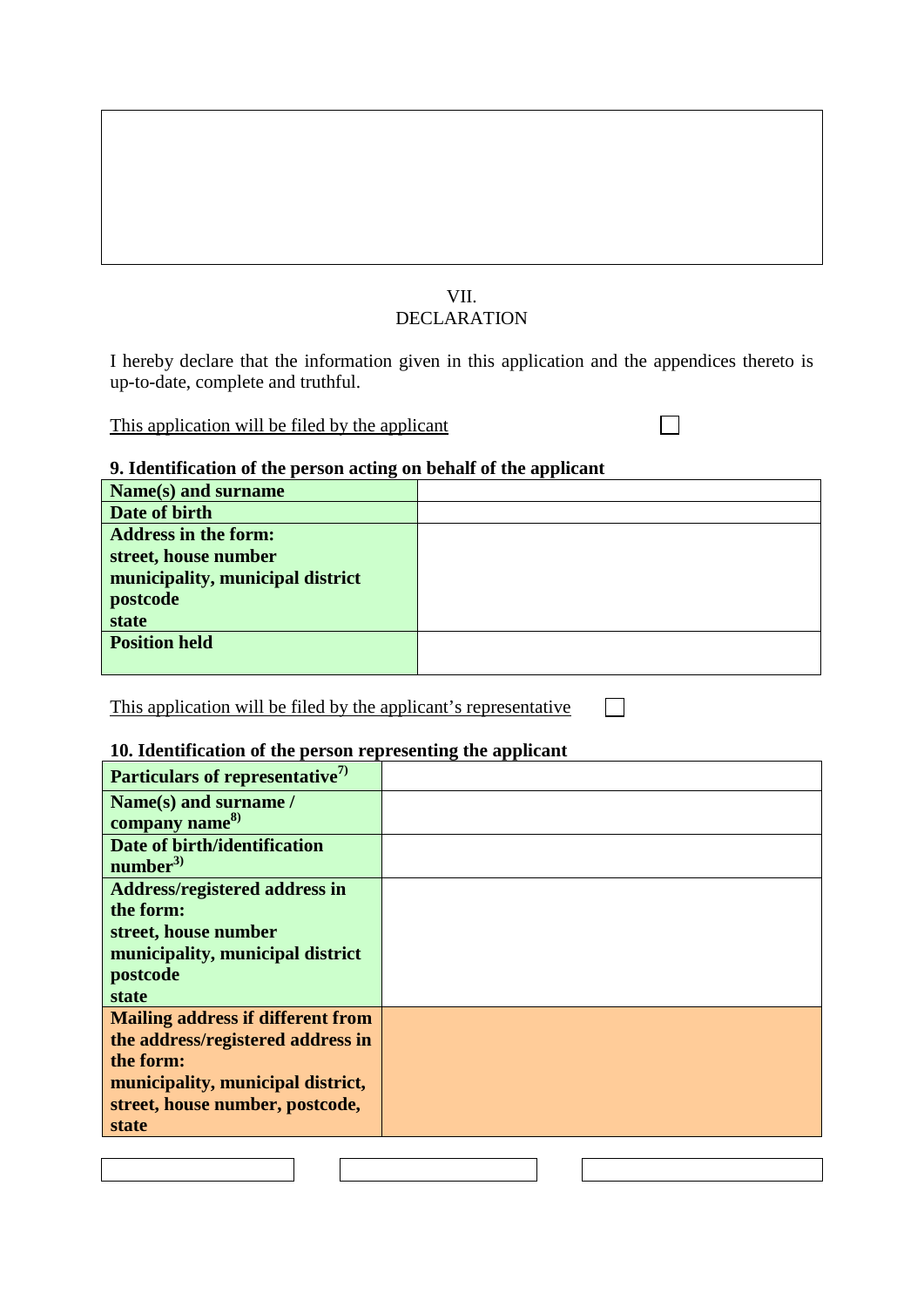VII.
DECLARATION

I hereby declare that the information given in this application and the appendices thereto is up-to-date, complete and truthful.

This application will be filed by the applicant ☐

**9. Identification of the person acting on behalf of the applicant**

| **Name(s) and surname** | |
|---|---|
| **Date of birth** | |
| **Address in the form:**<br>**street, house number**<br>**municipality, municipal district**<br>**postcode**<br>**state** | |
| **Position held** | |

This application will be filed by the applicant's representative ☐

**10. Identification of the person representing the applicant**

| **Particulars of representative**[7)] | |
|---|---|
| **Name(s) and surname / company name**[8)] | |
| **Date of birth/identification number**[3)] | |
| **Address/registered address in the form:**<br>**street, house number**<br>**municipality, municipal district**<br>**postcode**<br>**state** | |
| **Mailing address if different from the address/registered address in the form:**<br>**municipality, municipal district, street, house number, postcode, state** | |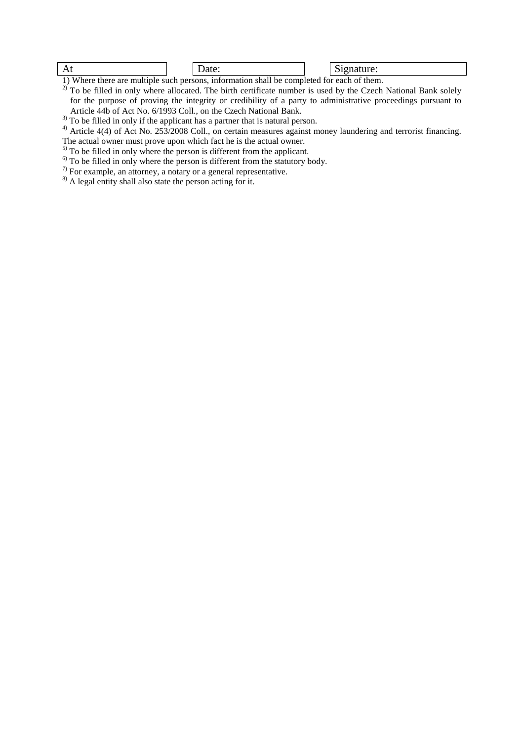| At | Date: | Signature: |
|---|---|---|

1) Where there are multiple such persons, information shall be completed for each of them.

[2] To be filled in only where allocated. The birth certificate number is used by the Czech National Bank solely for the purpose of proving the integrity or credibility of a party to administrative proceedings pursuant to Article 44b of Act No. 6/1993 Coll., on the Czech National Bank.

[3] To be filled in only if the applicant has a partner that is natural person.

[4] Article 4(4) of Act No. 253/2008 Coll., on certain measures against money laundering and terrorist financing. The actual owner must prove upon which fact he is the actual owner.

[5] To be filled in only where the person is different from the applicant.

[6] To be filled in only where the person is different from the statutory body.

[7] For example, an attorney, a notary or a general representative.

[8] A legal entity shall also state the person acting for it.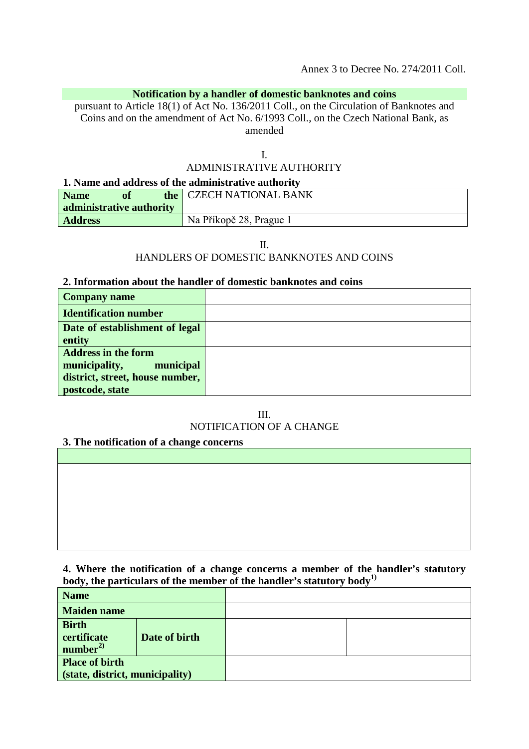Annex 3 to Decree No. 274/2011 Coll.

**Notification by a handler of domestic banknotes and coins**

pursuant to Article 18(1) of Act No. 136/2011 Coll., on the Circulation of Banknotes and Coins and on the amendment of Act No. 6/1993 Coll., on the Czech National Bank, as amended

I.

ADMINISTRATIVE AUTHORITY

**1. Name and address of the administrative authority**

| **Name of the administrative authority** | CZECH NATIONAL BANK |
|---|---|
| **Address** | Na Příkopě 28, Prague 1 |

II.

HANDLERS OF DOMESTIC BANKNOTES AND COINS

**2. Information about the handler of domestic banknotes and coins**

| **Company name** | |
|---|---|
| **Identification number** | |
| **Date of establishment of legal entity** | |
| **Address in the form municipality, municipal district, street, house number, postcode, state** | |

III.

NOTIFICATION OF A CHANGE

**3. The notification of a change concerns**

| |
|---|
| |

**4. Where the notification of a change concerns a member of the handler's statutory body, the particulars of the member of the handler's statutory body[1)]**

| **Name** | | | |
|---|---|---|---|
| **Maiden name** | | | |
| **Birth certificate number[2)]** | **Date of birth** | | |
| **Place of birth (state, district, municipality)** | | | |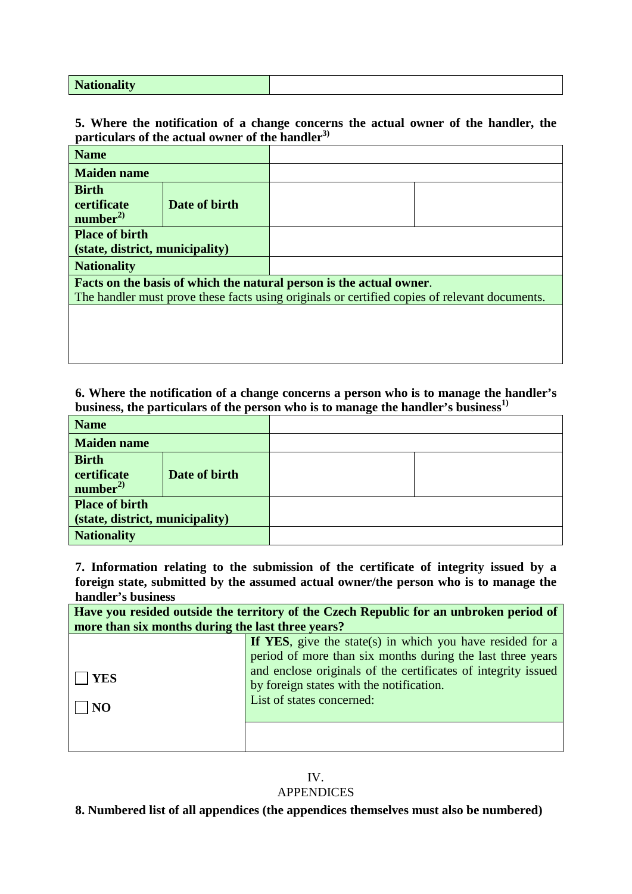| Nationality | |
|---|---|

**5. Where the notification of a change concerns the actual owner of the handler, the particulars of the actual owner of the handler[3)]**

| Name | | | |
|---|---|---|---|
| Maiden name | | | |
| Birth certificate number[2)] | Date of birth | | |
| Place of birth (state, district, municipality) | | | |
| Nationality | | | |
| **Facts on the basis of which the natural person is the actual owner**. The handler must prove these facts using originals or certified copies of relevant documents. | | | |
| | | | |

**6. Where the notification of a change concerns a person who is to manage the handler's business, the particulars of the person who is to manage the handler's business[1)]**

| Name | | | |
|---|---|---|---|
| Maiden name | | | |
| Birth certificate number[2)] | Date of birth | | |
| Place of birth (state, district, municipality) | | | |
| Nationality | | | |

**7. Information relating to the submission of the certificate of integrity issued by a foreign state, submitted by the assumed actual owner/the person who is to manage the handler's business**

| **Have you resided outside the territory of the Czech Republic for an unbroken period of more than six months during the last three years?** | |
|---|---|
| ☐ **YES**<br><br>☐ **NO** | **If YES**, give the state(s) in which you have resided for a period of more than six months during the last three years and enclose originals of the certificates of integrity issued by foreign states with the notification.<br>List of states concerned: |
| | |

IV.
APPENDICES

**8. Numbered list of all appendices (the appendices themselves must also be numbered)**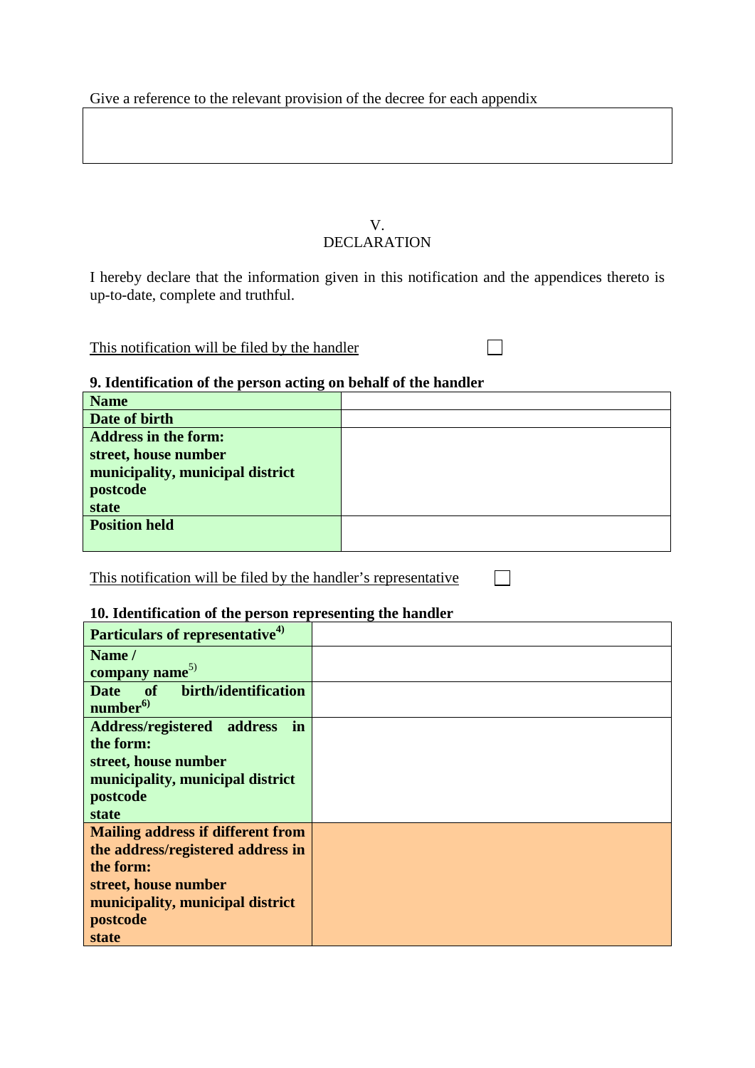Give a reference to the relevant provision of the decree for each appendix

| |
|---|
| |

V.
DECLARATION

I hereby declare that the information given in this notification and the appendices thereto is up-to-date, complete and truthful.

This notification will be filed by the handler ☐

**9. Identification of the person acting on behalf of the handler**

| | |
|---|---|
| **Name** | |
| **Date of birth** | |
| **Address in the form:**<br>**street, house number**<br>**municipality, municipal district**<br>**postcode**<br>**state** | |
| **Position held** | |

This notification will be filed by the handler's representative ☐

**10. Identification of the person representing the handler**

| | |
|---|---|
| **Particulars of representative**[4)] | |
| **Name /**<br>**company name**[5)] | |
| **Date of birth/identification number**[6)] | |
| **Address/registered address in the form:**<br>**street, house number**<br>**municipality, municipal district**<br>**postcode**<br>**state** | |
| **Mailing address if different from the address/registered address in the form:**<br>**street, house number**<br>**municipality, municipal district**<br>**postcode**<br>**state** | |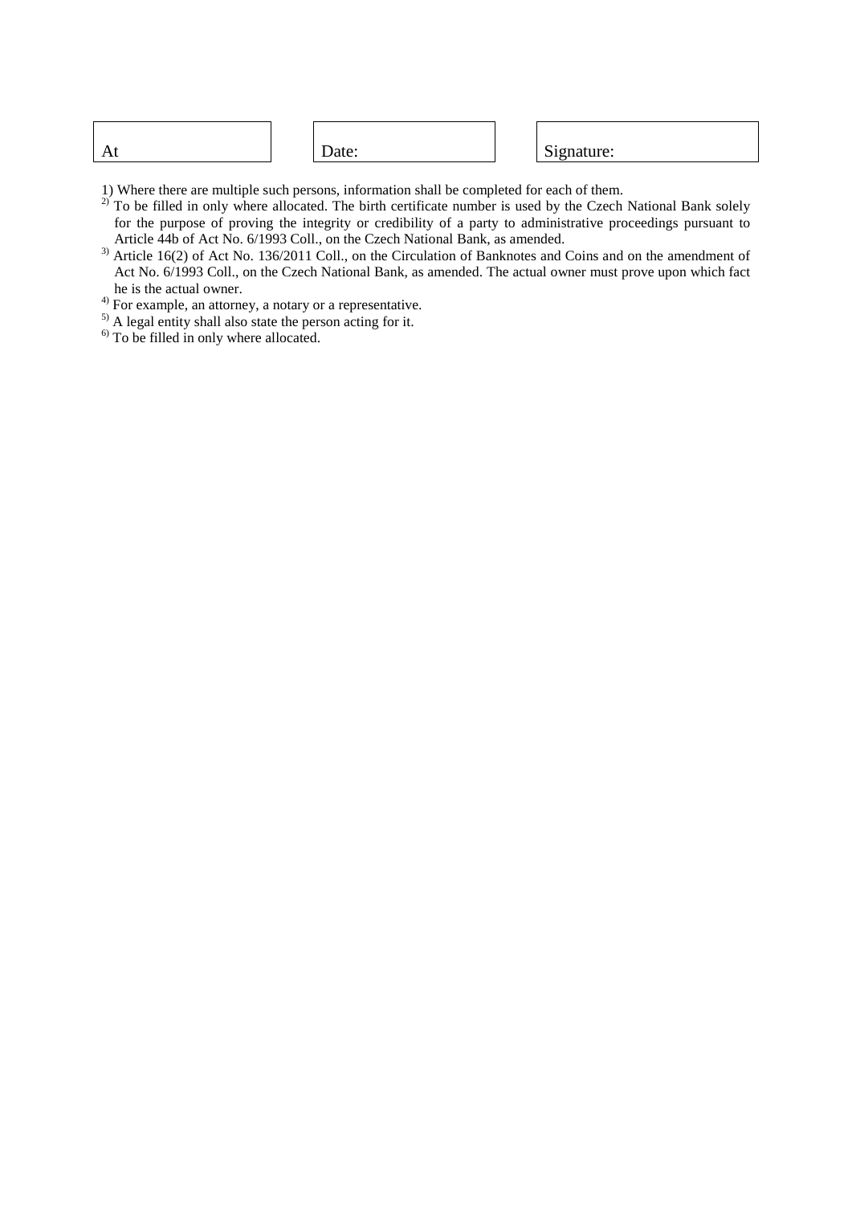| At | Date: | Signature: |
|---|---|---|

1) Where there are multiple such persons, information shall be completed for each of them.

2) To be filled in only where allocated. The birth certificate number is used by the Czech National Bank solely for the purpose of proving the integrity or credibility of a party to administrative proceedings pursuant to Article 44b of Act No. 6/1993 Coll., on the Czech National Bank, as amended.

3) Article 16(2) of Act No. 136/2011 Coll., on the Circulation of Banknotes and Coins and on the amendment of Act No. 6/1993 Coll., on the Czech National Bank, as amended. The actual owner must prove upon which fact he is the actual owner.

4) For example, an attorney, a notary or a representative.

5) A legal entity shall also state the person acting for it.

6) To be filled in only where allocated.